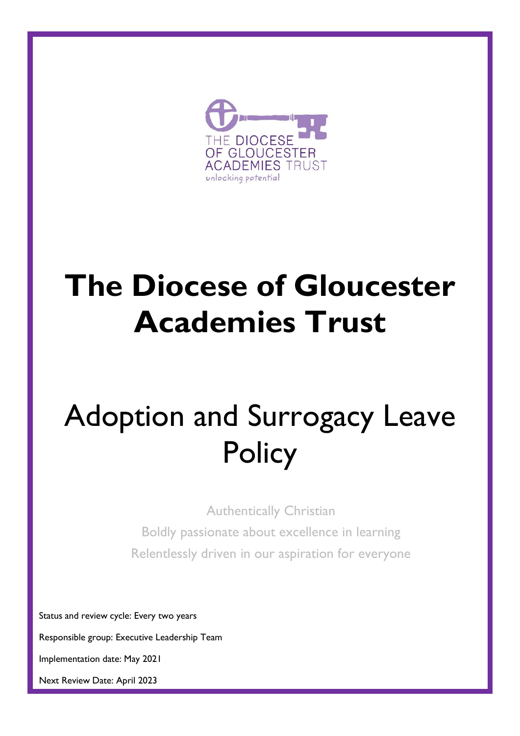# The Diocese of Gloucester Academies Trust

## Adoption and Surrogacy Leave Policy

Authentically Christian

Boldly passionate about excellence in learning

Relentlessly driven in our aspiration for everyone

Status and review cycle: Every two years

Responsible group: Executive Leadership Team

Implementation date: May 2021

Next Review Date: April 2023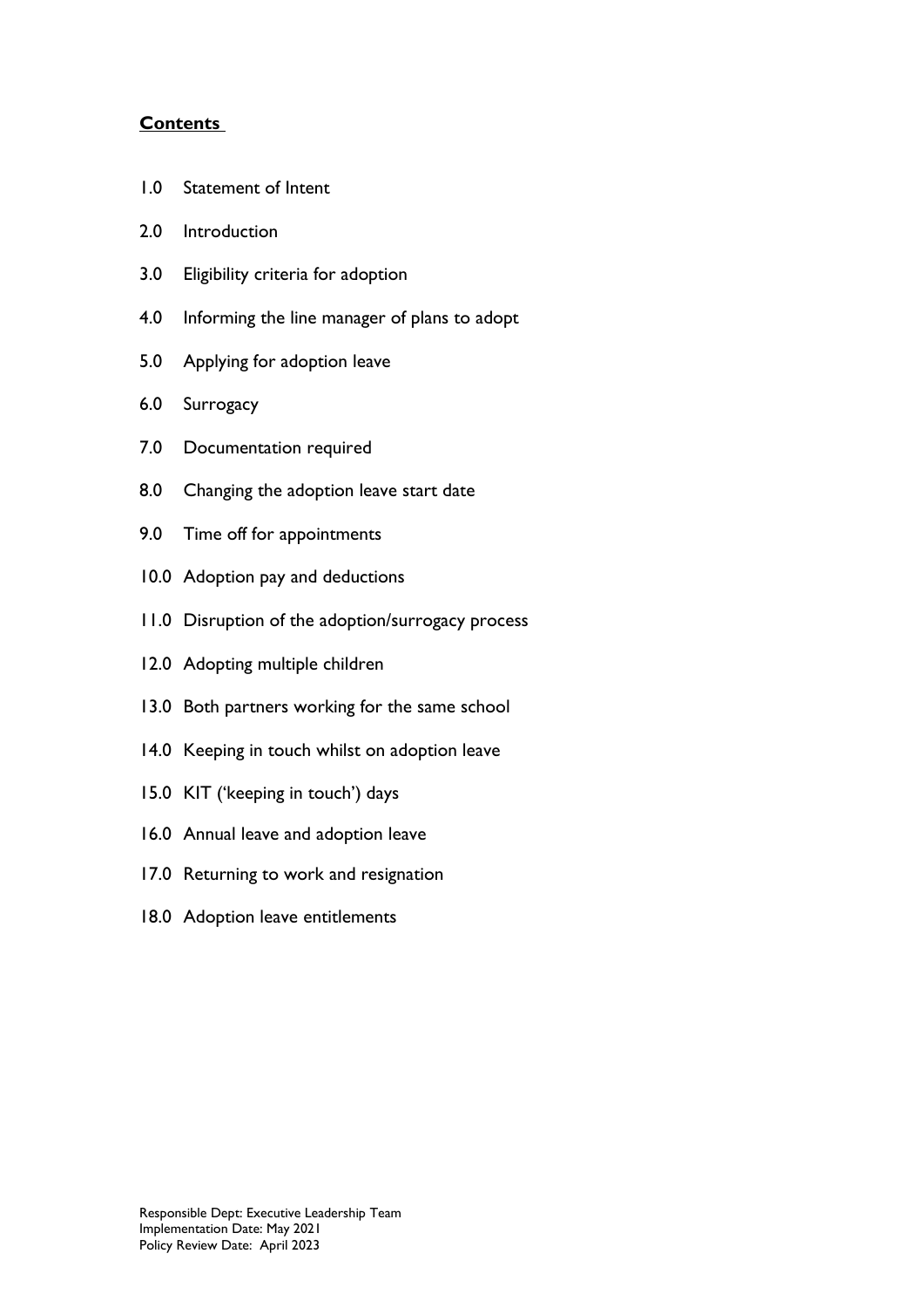**Contents**

1.0 Statement of Intent

2.0 Introduction

3.0 Eligibility criteria for adoption

4.0 Informing the line manager of plans to adopt

5.0 Applying for adoption leave

6.0 Surrogacy

7.0 Documentation required

8.0 Changing the adoption leave start date

9.0 Time off for appointments

10.0 Adoption pay and deductions

11.0 Disruption of the adoption/surrogacy process

12.0 Adopting multiple children

13.0 Both partners working for the same school

14.0 Keeping in touch whilst on adoption leave

15.0 KIT ('keeping in touch') days

16.0 Annual leave and adoption leave

17.0 Returning to work and resignation

18.0 Adoption leave entitlements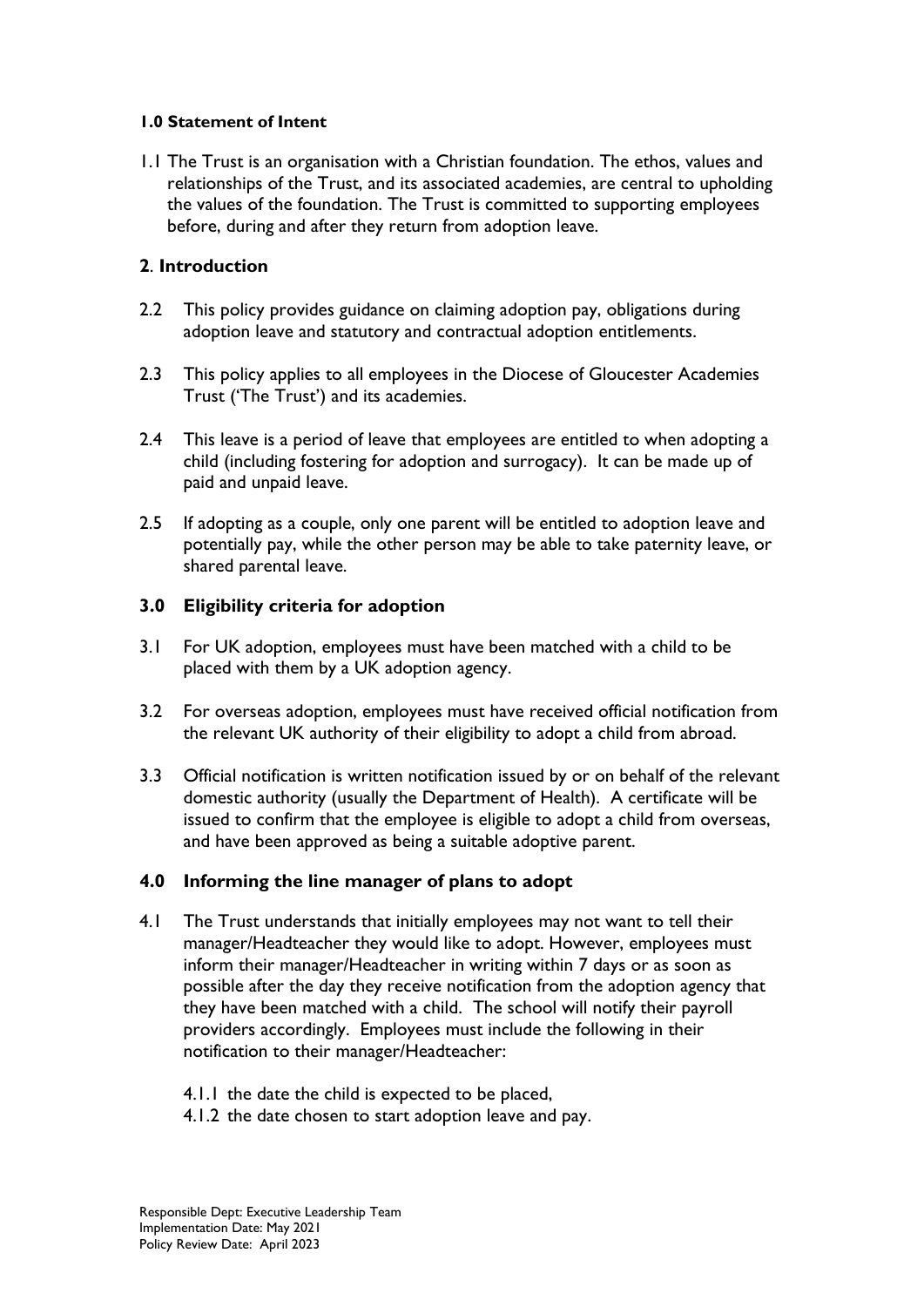### 1.0 Statement of Intent

1.1 The Trust is an organisation with a Christian foundation. The ethos, values and relationships of the Trust, and its associated academies, are central to upholding the values of the foundation. The Trust is committed to supporting employees before, during and after they return from adoption leave.

### 2. Introduction

2.2 This policy provides guidance on claiming adoption pay, obligations during adoption leave and statutory and contractual adoption entitlements.

2.3 This policy applies to all employees in the Diocese of Gloucester Academies Trust ('The Trust') and its academies.

2.4 This leave is a period of leave that employees are entitled to when adopting a child (including fostering for adoption and surrogacy). It can be made up of paid and unpaid leave.

2.5 If adopting as a couple, only one parent will be entitled to adoption leave and potentially pay, while the other person may be able to take paternity leave, or shared parental leave.

### 3.0 Eligibility criteria for adoption

3.1 For UK adoption, employees must have been matched with a child to be placed with them by a UK adoption agency.

3.2 For overseas adoption, employees must have received official notification from the relevant UK authority of their eligibility to adopt a child from abroad.

3.3 Official notification is written notification issued by or on behalf of the relevant domestic authority (usually the Department of Health). A certificate will be issued to confirm that the employee is eligible to adopt a child from overseas, and have been approved as being a suitable adoptive parent.

### 4.0 Informing the line manager of plans to adopt

4.1 The Trust understands that initially employees may not want to tell their manager/Headteacher they would like to adopt. However, employees must inform their manager/Headteacher in writing within 7 days or as soon as possible after the day they receive notification from the adoption agency that they have been matched with a child. The school will notify their payroll providers accordingly. Employees must include the following in their notification to their manager/Headteacher:

4.1.1 the date the child is expected to be placed,

4.1.2 the date chosen to start adoption leave and pay.

Responsible Dept: Executive Leadership Team
Implementation Date: May 2021
Policy Review Date: April 2023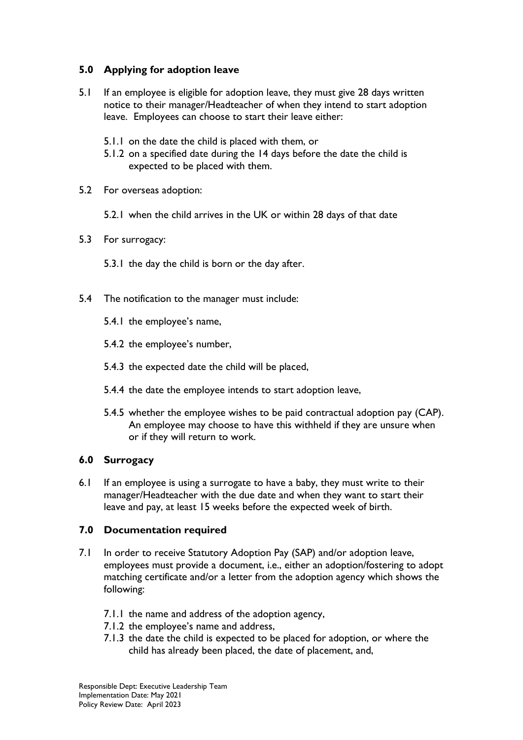## 5.0 Applying for adoption leave

5.1 If an employee is eligible for adoption leave, they must give 28 days written notice to their manager/Headteacher of when they intend to start adoption leave. Employees can choose to start their leave either:

- 5.1.1 on the date the child is placed with them, or
- 5.1.2 on a specified date during the 14 days before the date the child is expected to be placed with them.

5.2 For overseas adoption:

- 5.2.1 when the child arrives in the UK or within 28 days of that date

5.3 For surrogacy:

- 5.3.1 the day the child is born or the day after.

5.4 The notification to the manager must include:

- 5.4.1 the employee's name,
- 5.4.2 the employee's number,
- 5.4.3 the expected date the child will be placed,
- 5.4.4 the date the employee intends to start adoption leave,
- 5.4.5 whether the employee wishes to be paid contractual adoption pay (CAP). An employee may choose to have this withheld if they are unsure when or if they will return to work.

## 6.0 Surrogacy

6.1 If an employee is using a surrogate to have a baby, they must write to their manager/Headteacher with the due date and when they want to start their leave and pay, at least 15 weeks before the expected week of birth.

## 7.0 Documentation required

7.1 In order to receive Statutory Adoption Pay (SAP) and/or adoption leave, employees must provide a document, i.e., either an adoption/fostering to adopt matching certificate and/or a letter from the adoption agency which shows the following:

- 7.1.1 the name and address of the adoption agency,
- 7.1.2 the employee's name and address,
- 7.1.3 the date the child is expected to be placed for adoption, or where the child has already been placed, the date of placement, and,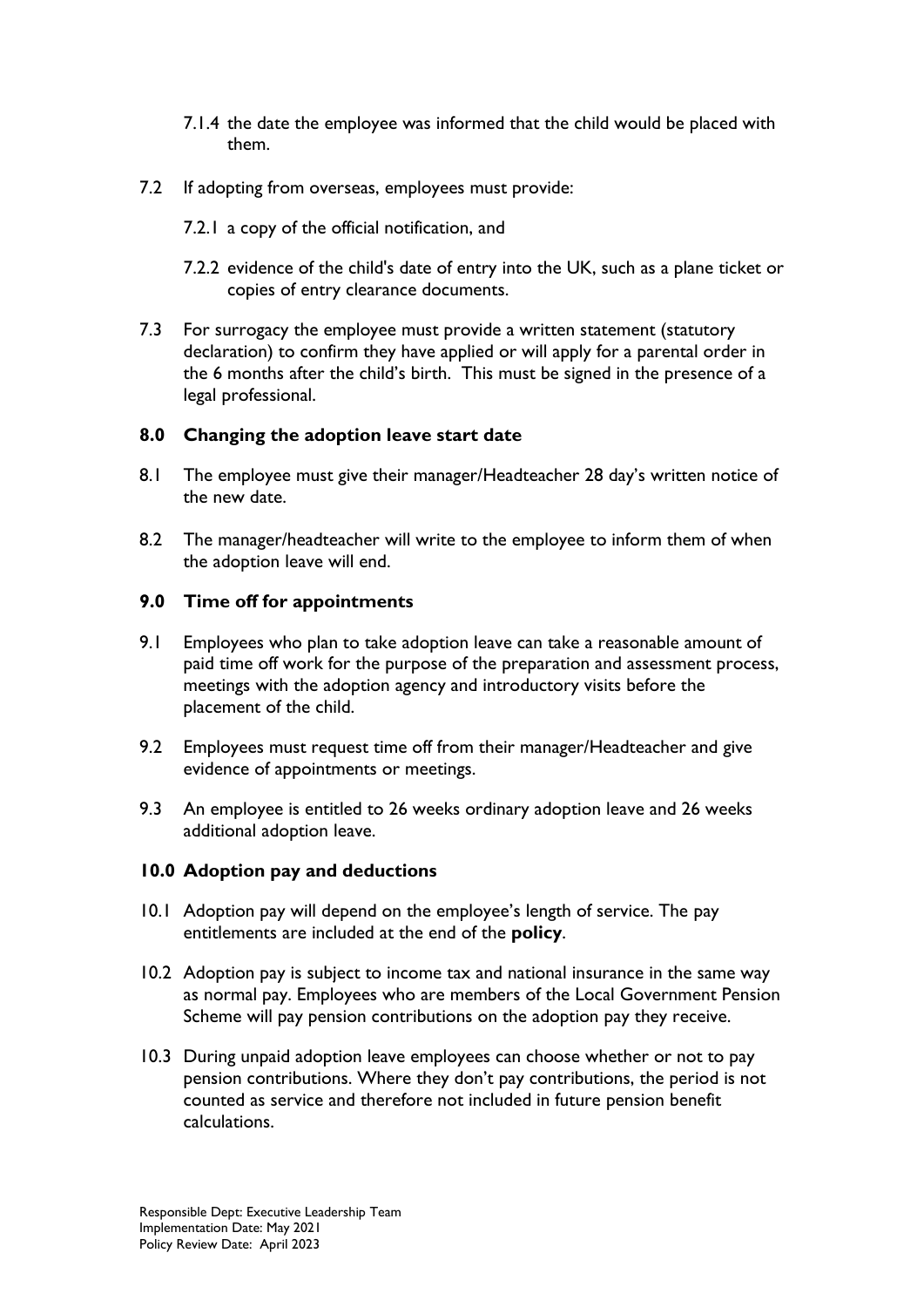7.1.4 the date the employee was informed that the child would be placed with them.

7.2 If adopting from overseas, employees must provide:

7.2.1 a copy of the official notification, and

7.2.2 evidence of the child's date of entry into the UK, such as a plane ticket or copies of entry clearance documents.

7.3 For surrogacy the employee must provide a written statement (statutory declaration) to confirm they have applied or will apply for a parental order in the 6 months after the child's birth. This must be signed in the presence of a legal professional.

**8.0 Changing the adoption leave start date**

8.1 The employee must give their manager/Headteacher 28 day's written notice of the new date.

8.2 The manager/headteacher will write to the employee to inform them of when the adoption leave will end.

**9.0 Time off for appointments**

9.1 Employees who plan to take adoption leave can take a reasonable amount of paid time off work for the purpose of the preparation and assessment process, meetings with the adoption agency and introductory visits before the placement of the child.

9.2 Employees must request time off from their manager/Headteacher and give evidence of appointments or meetings.

9.3 An employee is entitled to 26 weeks ordinary adoption leave and 26 weeks additional adoption leave.

**10.0 Adoption pay and deductions**

10.1 Adoption pay will depend on the employee's length of service. The pay entitlements are included at the end of the **policy**.

10.2 Adoption pay is subject to income tax and national insurance in the same way as normal pay. Employees who are members of the Local Government Pension Scheme will pay pension contributions on the adoption pay they receive.

10.3 During unpaid adoption leave employees can choose whether or not to pay pension contributions. Where they don't pay contributions, the period is not counted as service and therefore not included in future pension benefit calculations.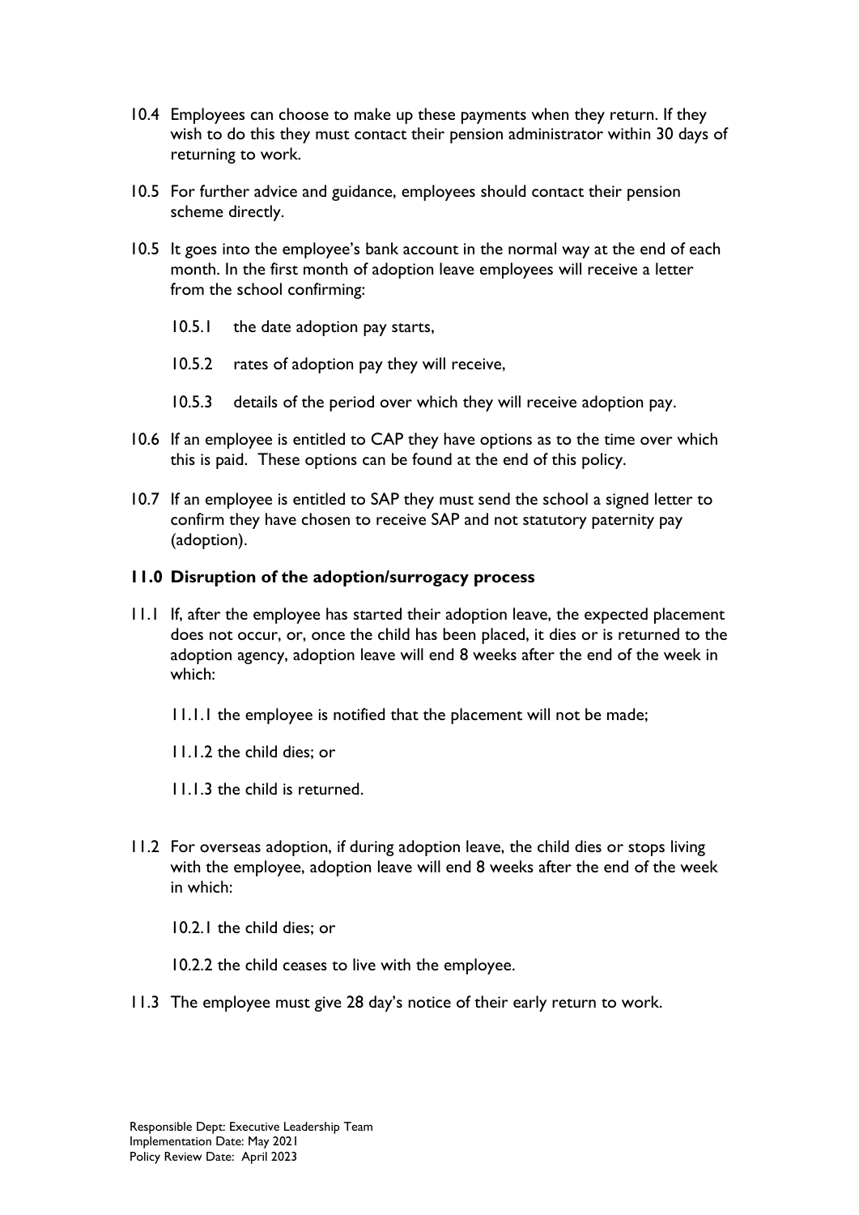10.4 Employees can choose to make up these payments when they return. If they wish to do this they must contact their pension administrator within 30 days of returning to work.

10.5 For further advice and guidance, employees should contact their pension scheme directly.

10.5 It goes into the employee's bank account in the normal way at the end of each month. In the first month of adoption leave employees will receive a letter from the school confirming:

10.5.1 the date adoption pay starts,

10.5.2 rates of adoption pay they will receive,

10.5.3 details of the period over which they will receive adoption pay.

10.6 If an employee is entitled to CAP they have options as to the time over which this is paid. These options can be found at the end of this policy.

10.7 If an employee is entitled to SAP they must send the school a signed letter to confirm they have chosen to receive SAP and not statutory paternity pay (adoption).

## 11.0 Disruption of the adoption/surrogacy process

11.1 If, after the employee has started their adoption leave, the expected placement does not occur, or, once the child has been placed, it dies or is returned to the adoption agency, adoption leave will end 8 weeks after the end of the week in which:

11.1.1 the employee is notified that the placement will not be made;

11.1.2 the child dies; or

11.1.3 the child is returned.

11.2 For overseas adoption, if during adoption leave, the child dies or stops living with the employee, adoption leave will end 8 weeks after the end of the week in which:

10.2.1 the child dies; or

10.2.2 the child ceases to live with the employee.

11.3 The employee must give 28 day's notice of their early return to work.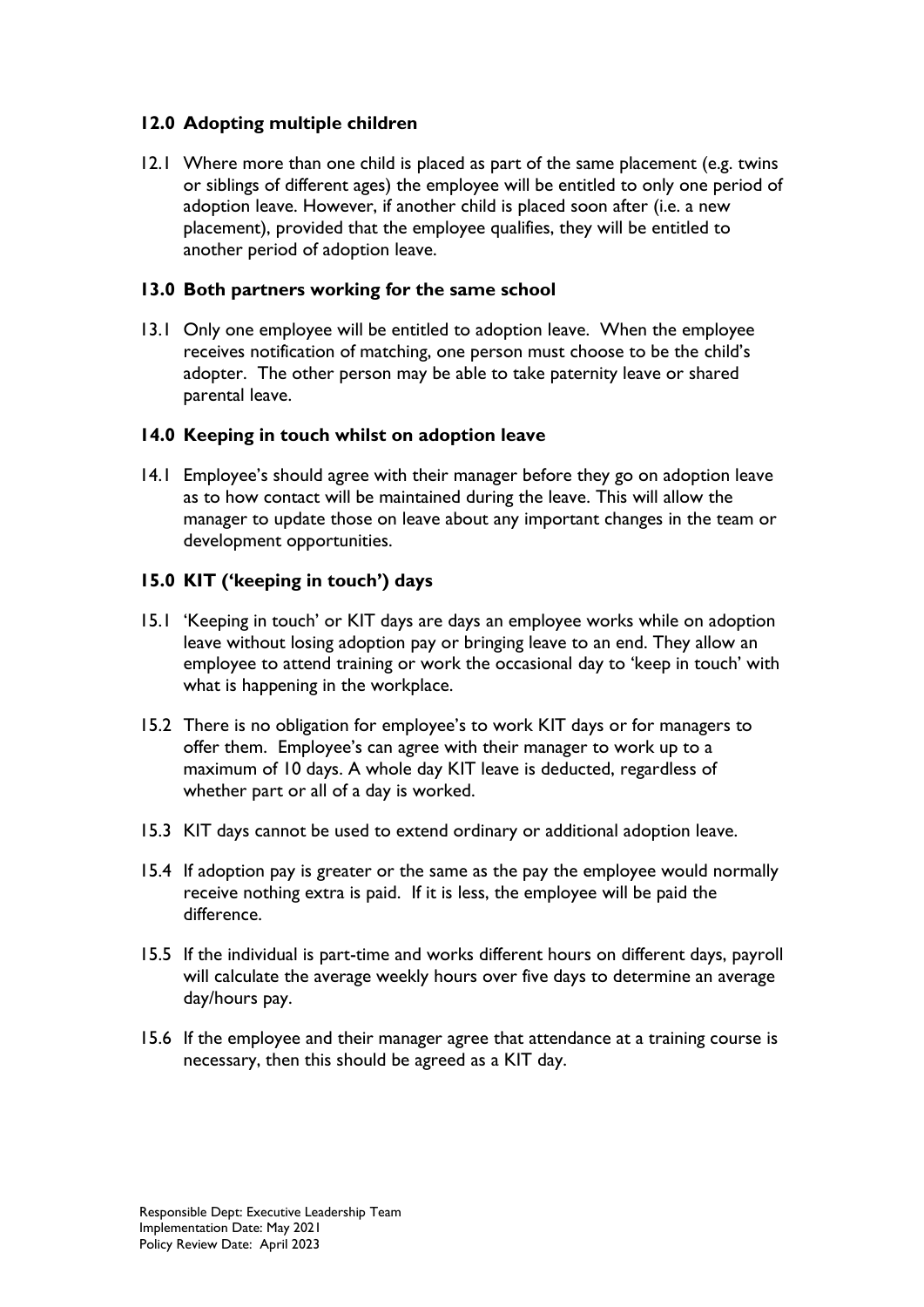## 12.0 Adopting multiple children

12.1 Where more than one child is placed as part of the same placement (e.g. twins or siblings of different ages) the employee will be entitled to only one period of adoption leave. However, if another child is placed soon after (i.e. a new placement), provided that the employee qualifies, they will be entitled to another period of adoption leave.

## 13.0 Both partners working for the same school

13.1 Only one employee will be entitled to adoption leave. When the employee receives notification of matching, one person must choose to be the child's adopter. The other person may be able to take paternity leave or shared parental leave.

## 14.0 Keeping in touch whilst on adoption leave

14.1 Employee's should agree with their manager before they go on adoption leave as to how contact will be maintained during the leave. This will allow the manager to update those on leave about any important changes in the team or development opportunities.

## 15.0 KIT ('keeping in touch') days

15.1 'Keeping in touch' or KIT days are days an employee works while on adoption leave without losing adoption pay or bringing leave to an end. They allow an employee to attend training or work the occasional day to 'keep in touch' with what is happening in the workplace.

15.2 There is no obligation for employee's to work KIT days or for managers to offer them. Employee's can agree with their manager to work up to a maximum of 10 days. A whole day KIT leave is deducted, regardless of whether part or all of a day is worked.

15.3 KIT days cannot be used to extend ordinary or additional adoption leave.

15.4 If adoption pay is greater or the same as the pay the employee would normally receive nothing extra is paid. If it is less, the employee will be paid the difference.

15.5 If the individual is part-time and works different hours on different days, payroll will calculate the average weekly hours over five days to determine an average day/hours pay.

15.6 If the employee and their manager agree that attendance at a training course is necessary, then this should be agreed as a KIT day.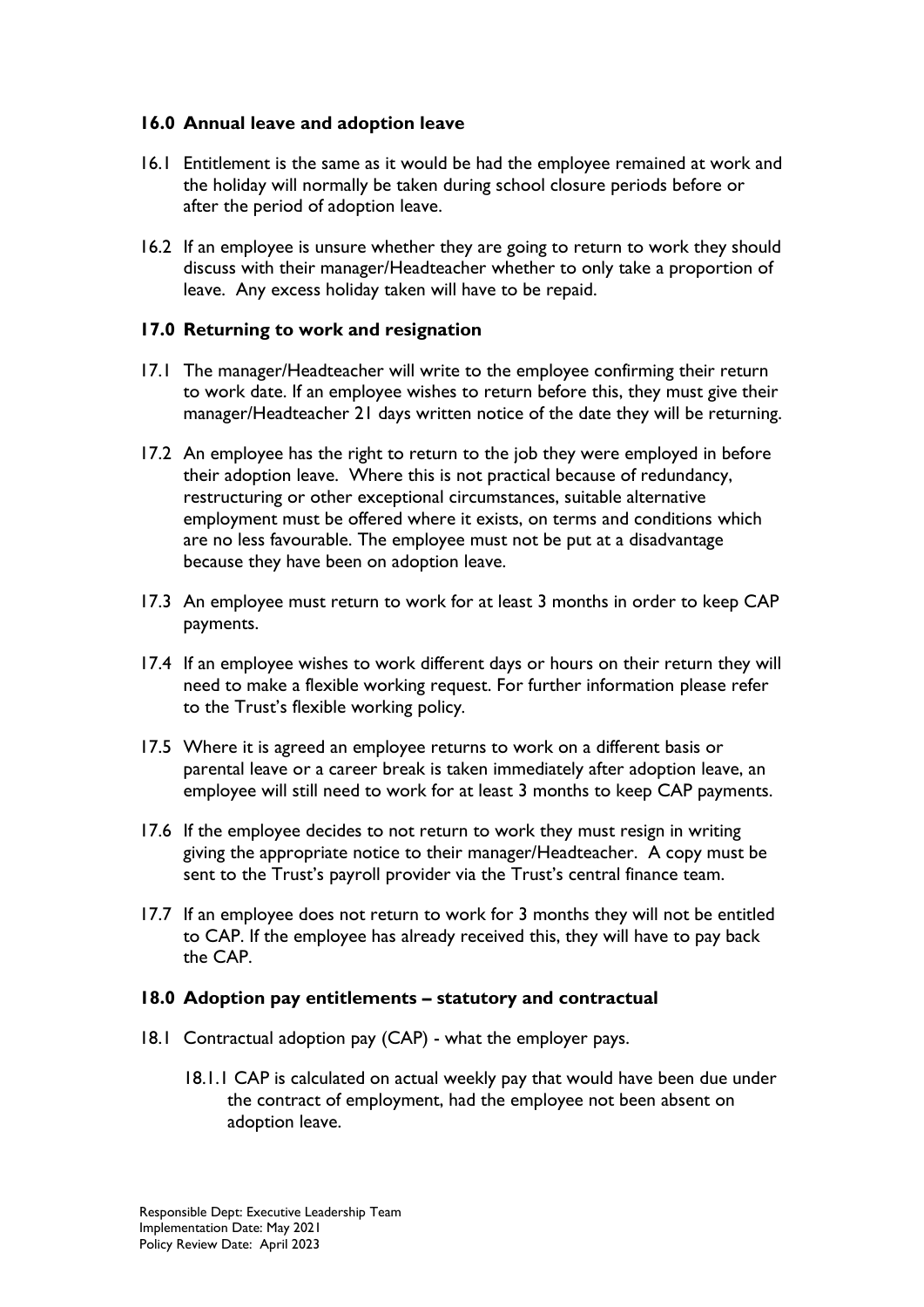## 16.0 Annual leave and adoption leave

16.1 Entitlement is the same as it would be had the employee remained at work and the holiday will normally be taken during school closure periods before or after the period of adoption leave.

16.2 If an employee is unsure whether they are going to return to work they should discuss with their manager/Headteacher whether to only take a proportion of leave. Any excess holiday taken will have to be repaid.

## 17.0 Returning to work and resignation

17.1 The manager/Headteacher will write to the employee confirming their return to work date. If an employee wishes to return before this, they must give their manager/Headteacher 21 days written notice of the date they will be returning.

17.2 An employee has the right to return to the job they were employed in before their adoption leave. Where this is not practical because of redundancy, restructuring or other exceptional circumstances, suitable alternative employment must be offered where it exists, on terms and conditions which are no less favourable. The employee must not be put at a disadvantage because they have been on adoption leave.

17.3 An employee must return to work for at least 3 months in order to keep CAP payments.

17.4 If an employee wishes to work different days or hours on their return they will need to make a flexible working request. For further information please refer to the Trust's flexible working policy.

17.5 Where it is agreed an employee returns to work on a different basis or parental leave or a career break is taken immediately after adoption leave, an employee will still need to work for at least 3 months to keep CAP payments.

17.6 If the employee decides to not return to work they must resign in writing giving the appropriate notice to their manager/Headteacher. A copy must be sent to the Trust's payroll provider via the Trust's central finance team.

17.7 If an employee does not return to work for 3 months they will not be entitled to CAP. If the employee has already received this, they will have to pay back the CAP.

## 18.0 Adoption pay entitlements – statutory and contractual

18.1 Contractual adoption pay (CAP) - what the employer pays.

18.1.1 CAP is calculated on actual weekly pay that would have been due under the contract of employment, had the employee not been absent on adoption leave.

Responsible Dept: Executive Leadership Team
Implementation Date: May 2021
Policy Review Date: April 2023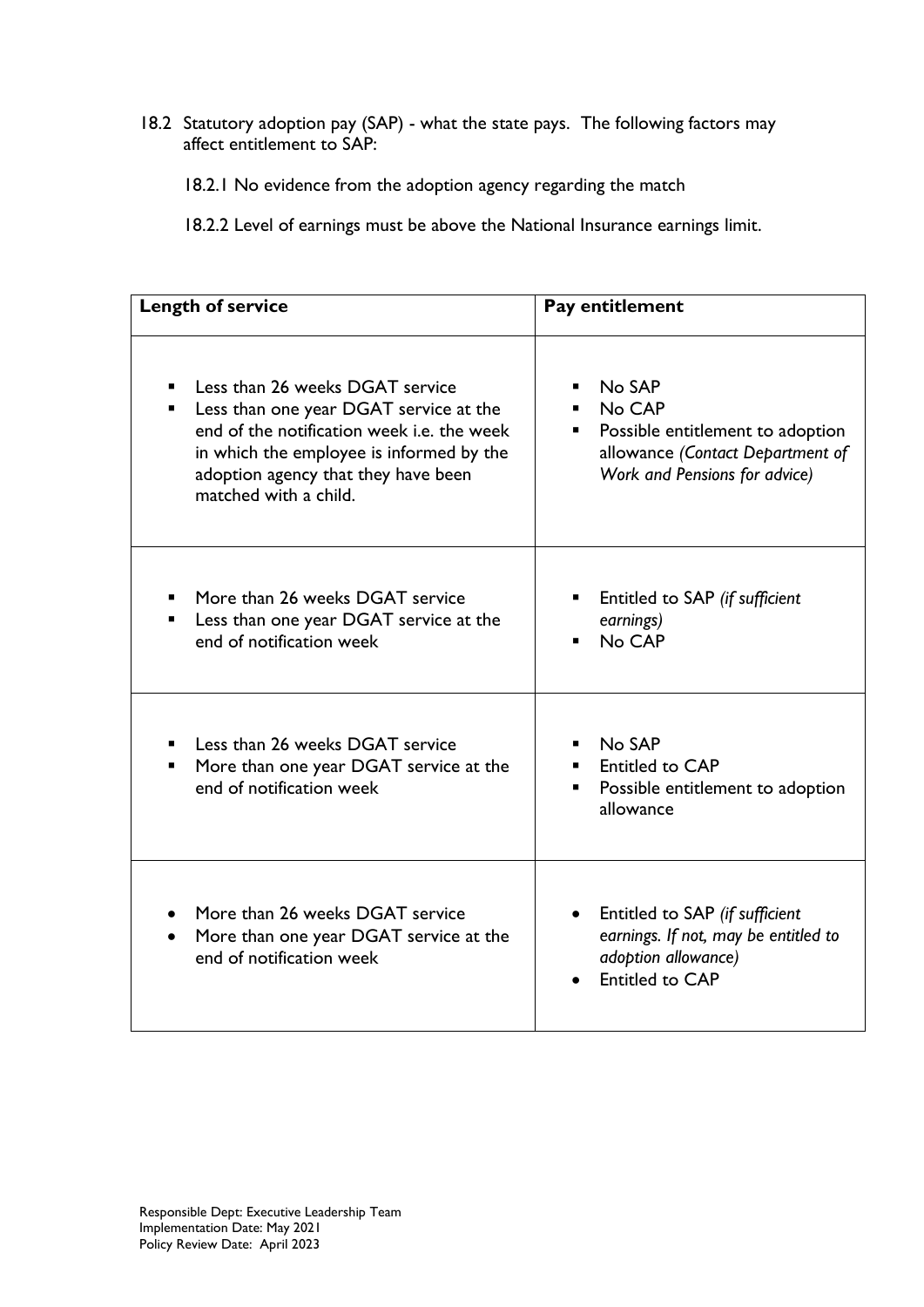18.2 Statutory adoption pay (SAP) - what the state pays. The following factors may affect entitlement to SAP:

18.2.1 No evidence from the adoption agency regarding the match

18.2.2 Level of earnings must be above the National Insurance earnings limit.

| **Length of service** | **Pay entitlement** |
|---|---|
| ▪ Less than 26 weeks DGAT service<br>▪ Less than one year DGAT service at the end of the notification week i.e. the week in which the employee is informed by the adoption agency that they have been matched with a child. | ▪ No SAP<br>▪ No CAP<br>▪ Possible entitlement to adoption allowance *(Contact Department of Work and Pensions for advice)* |
| ▪ More than 26 weeks DGAT service<br>▪ Less than one year DGAT service at the end of notification week | ▪ Entitled to SAP *(if sufficient earnings)*<br>▪ No CAP |
| ▪ Less than 26 weeks DGAT service<br>▪ More than one year DGAT service at the end of notification week | ▪ No SAP<br>▪ Entitled to CAP<br>▪ Possible entitlement to adoption allowance |
| • More than 26 weeks DGAT service<br>• More than one year DGAT service at the end of notification week | • Entitled to SAP *(if sufficient earnings. If not, may be entitled to adoption allowance)*<br>• Entitled to CAP |

Responsible Dept: Executive Leadership Team
Implementation Date: May 2021
Policy Review Date: April 2023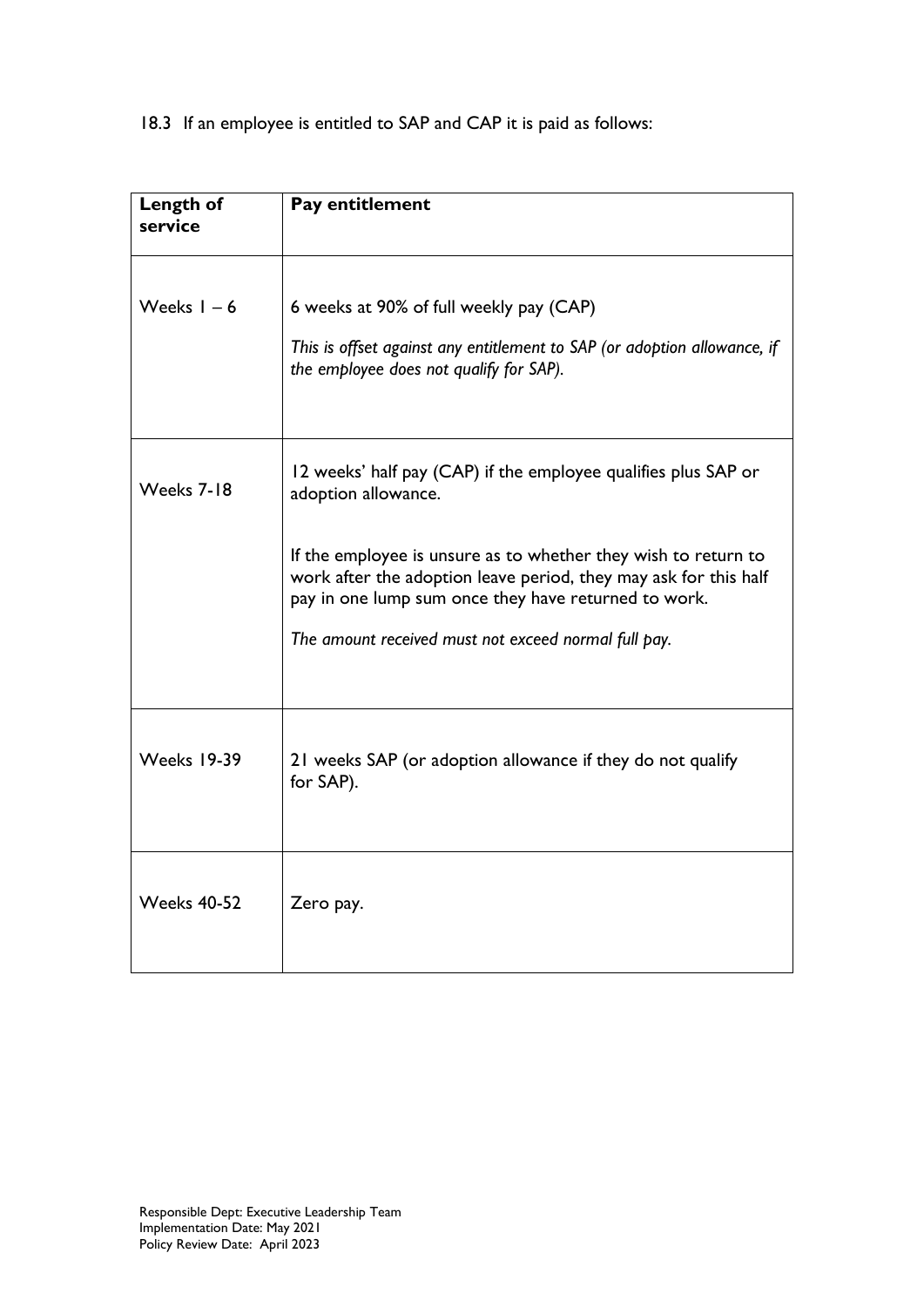18.3 If an employee is entitled to SAP and CAP it is paid as follows:

| Length of service | Pay entitlement |
|---|---|
| Weeks 1 – 6 | 6 weeks at 90% of full weekly pay (CAP)<br><br>*This is offset against any entitlement to SAP (or adoption allowance, if the employee does not qualify for SAP).* |
| Weeks 7-18 | 12 weeks' half pay (CAP) if the employee qualifies plus SAP or adoption allowance.<br><br>If the employee is unsure as to whether they wish to return to work after the adoption leave period, they may ask for this half pay in one lump sum once they have returned to work.<br><br>*The amount received must not exceed normal full pay.* |
| Weeks 19-39 | 21 weeks SAP (or adoption allowance if they do not qualify for SAP). |
| Weeks 40-52 | Zero pay. |

Responsible Dept: Executive Leadership Team
Implementation Date: May 2021
Policy Review Date: April 2023